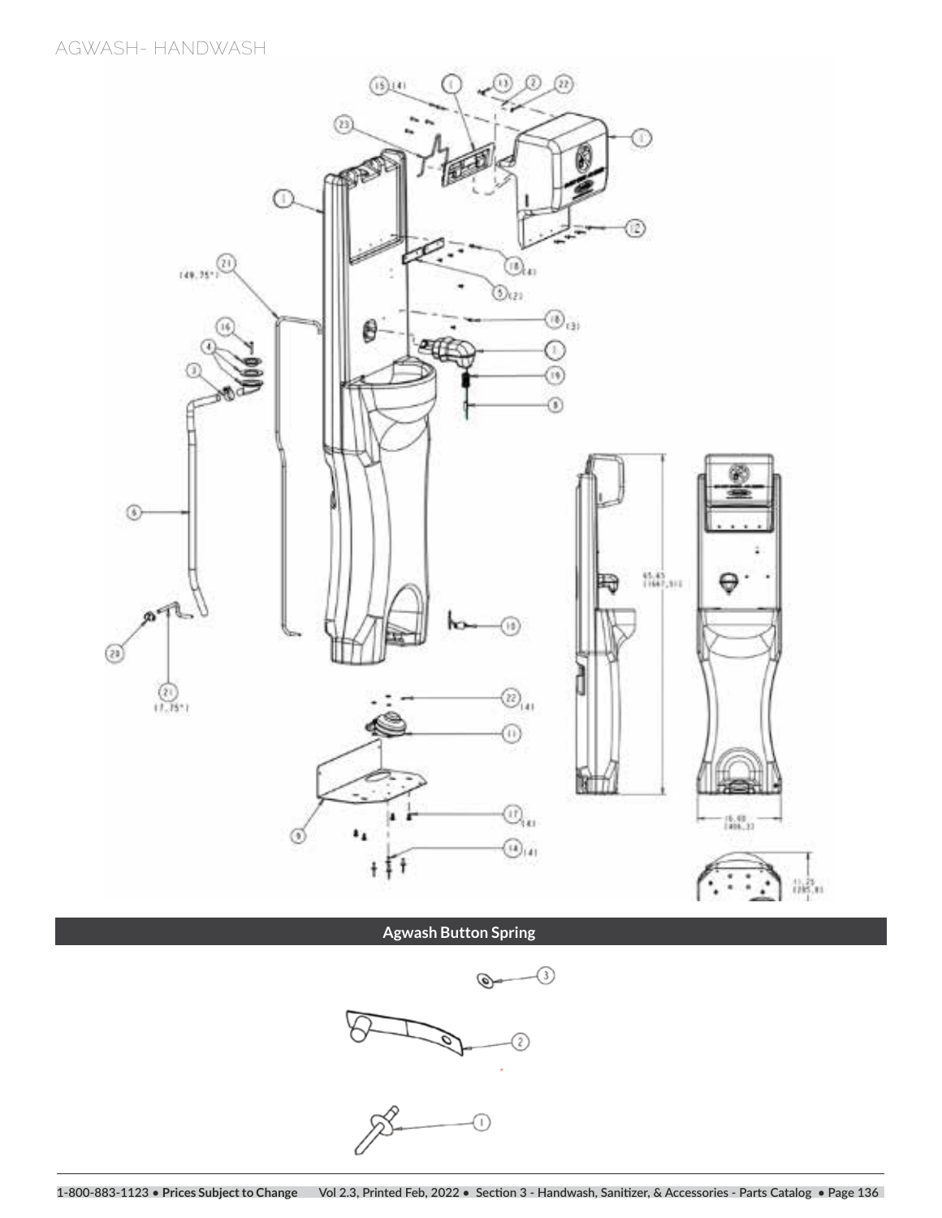AGWASH- HANDWASH

## Agwash Button Spring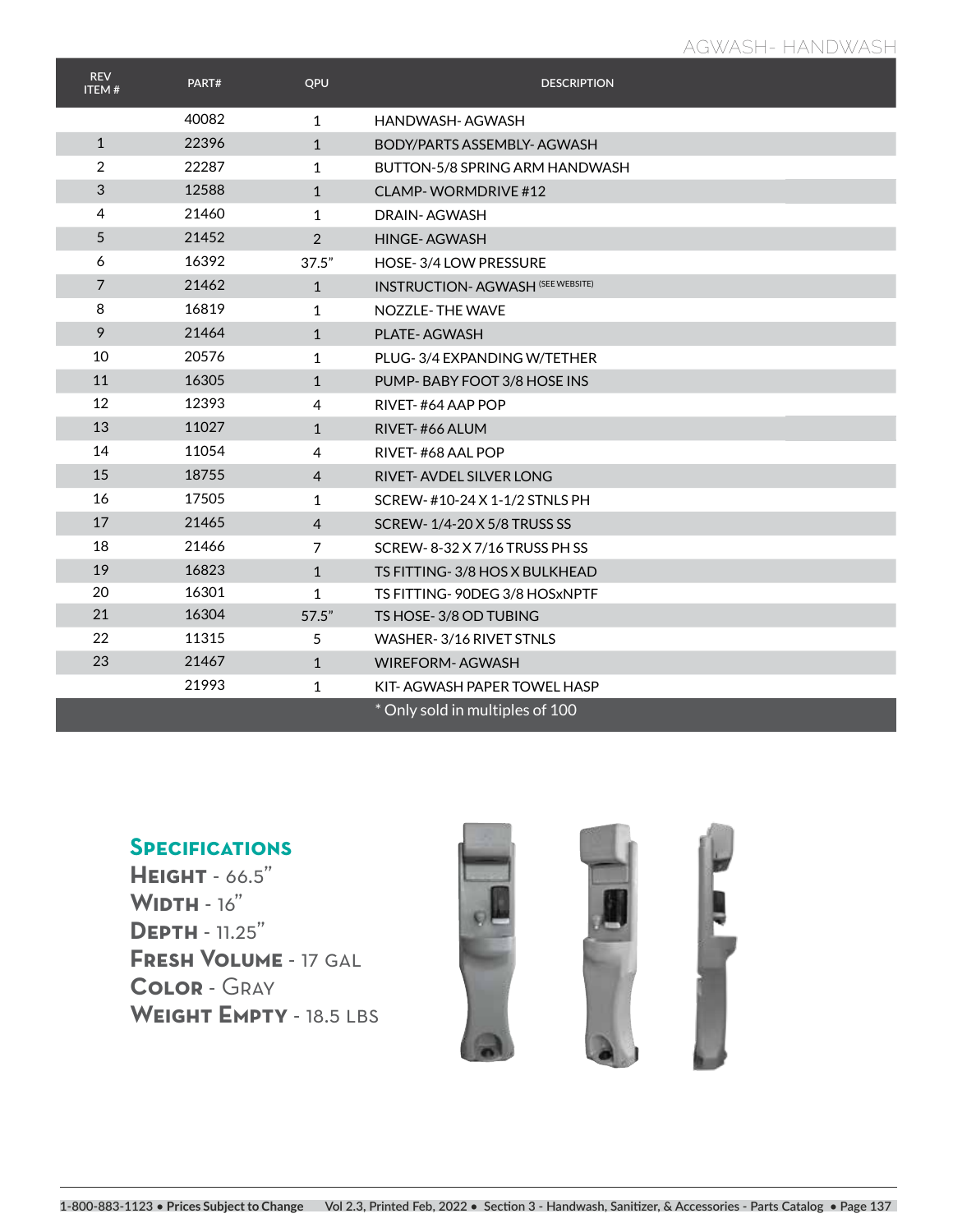AGWASH- HANDWASH

| REV ITEM # | PART# | QPU | DESCRIPTION |
|---|---|---|---|
| | 40082 | 1 | HANDWASH- AGWASH |
| 1 | 22396 | 1 | BODY/PARTS ASSEMBLY- AGWASH |
| 2 | 22287 | 1 | BUTTON-5/8 SPRING ARM HANDWASH |
| 3 | 12588 | 1 | CLAMP- WORMDRIVE #12 |
| 4 | 21460 | 1 | DRAIN- AGWASH |
| 5 | 21452 | 2 | HINGE- AGWASH |
| 6 | 16392 | 37.5" | HOSE- 3/4 LOW PRESSURE |
| 7 | 21462 | 1 | INSTRUCTION- AGWASH (SEE WEBSITE) |
| 8 | 16819 | 1 | NOZZLE- THE WAVE |
| 9 | 21464 | 1 | PLATE- AGWASH |
| 10 | 20576 | 1 | PLUG- 3/4 EXPANDING W/TETHER |
| 11 | 16305 | 1 | PUMP- BABY FOOT 3/8 HOSE INS |
| 12 | 12393 | 4 | RIVET- #64 AAP POP |
| 13 | 11027 | 1 | RIVET- #66 ALUM |
| 14 | 11054 | 4 | RIVET- #68 AAL POP |
| 15 | 18755 | 4 | RIVET- AVDEL SILVER LONG |
| 16 | 17505 | 1 | SCREW- #10-24 X 1-1/2 STNLS PH |
| 17 | 21465 | 4 | SCREW- 1/4-20 X 5/8 TRUSS SS |
| 18 | 21466 | 7 | SCREW- 8-32 X 7/16 TRUSS PH SS |
| 19 | 16823 | 1 | TS FITTING- 3/8 HOS X BULKHEAD |
| 20 | 16301 | 1 | TS FITTING- 90DEG 3/8 HOSxNPTF |
| 21 | 16304 | 57.5" | TS HOSE- 3/8 OD TUBING |
| 22 | 11315 | 5 | WASHER- 3/16 RIVET STNLS |
| 23 | 21467 | 1 | WIREFORM- AGWASH |
| | 21993 | 1 | KIT- AGWASH PAPER TOWEL HASP |
| | | | * Only sold in multiples of 100 |

## Specifications

**Height** - 66.5"
**Width** - 16"
**Depth** - 11.25"
**Fresh Volume** - 17 GAL
**Color** - Gray
**Weight Empty** - 18.5 LBS